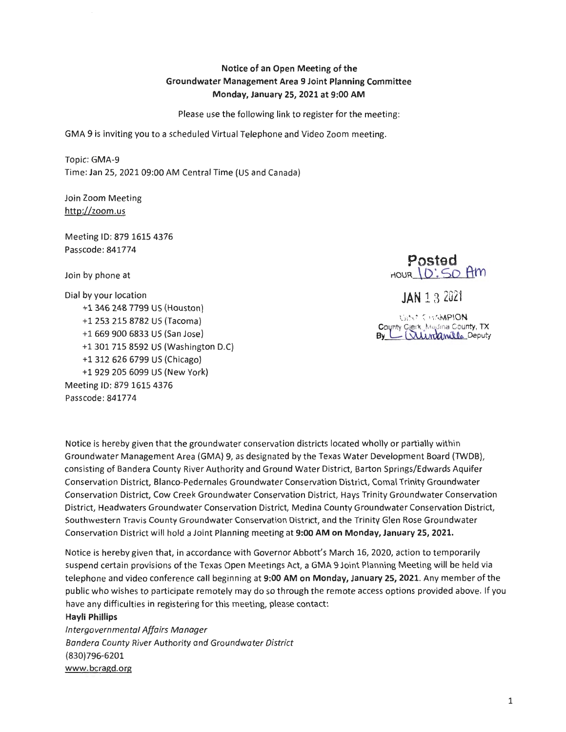**Notice of an Open Meeting of the**
**Groundwater Management Area 9 Joint Planning Committee**
**Monday, January 25, 2021 at 9:00 AM**

Please use the following link to register for the meeting:

GMA 9 is inviting you to a scheduled Virtual Telephone and Video Zoom meeting.

Topic: GMA-9
Time: Jan 25, 2021 09:00 AM Central Time (US and Canada)

Join Zoom Meeting
http://zoom.us

Meeting ID: 879 1615 4376
Passcode: 841774

Join by phone at

Dial by your location
+1 346 248 7799 US (Houston)
+1 253 215 8782 US (Tacoma)
+1 669 900 6833 US (San Jose)
+1 301 715 8592 US (Washington D.C)
+1 312 626 6799 US (Chicago)
+1 929 205 6099 US (New York)
Meeting ID: 879 1615 4376
Passcode: 841774

Posted
HOUR 10:50 AM
JAN 13 2021
GINA CHAMPION
County Clerk, Medina County, TX
By L Quintanilla Deputy

Notice is hereby given that the groundwater conservation districts located wholly or partially within Groundwater Management Area (GMA) 9, as designated by the Texas Water Development Board (TWDB), consisting of Bandera County River Authority and Ground Water District, Barton Springs/Edwards Aquifer Conservation District, Blanco-Pedernales Groundwater Conservation District, Comal Trinity Groundwater Conservation District, Cow Creek Groundwater Conservation District, Hays Trinity Groundwater Conservation District, Headwaters Groundwater Conservation District, Medina County Groundwater Conservation District, Southwestern Travis County Groundwater Conservation District, and the Trinity Glen Rose Groundwater Conservation District will hold a Joint Planning meeting at **9:00 AM on Monday, January 25, 2021.**

Notice is hereby given that, in accordance with Governor Abbott's March 16, 2020, action to temporarily suspend certain provisions of the Texas Open Meetings Act, a GMA 9 Joint Planning Meeting will be held via telephone and video conference call beginning at **9:00 AM on Monday, January 25, 2021**. Any member of the public who wishes to participate remotely may do so through the remote access options provided above. If you have any difficulties in registering for this meeting, please contact:

**Hayli Phillips**
*Intergovernmental Affairs Manager*
*Bandera County River Authority and Groundwater District*
(830)796-6201
www.bcragd.org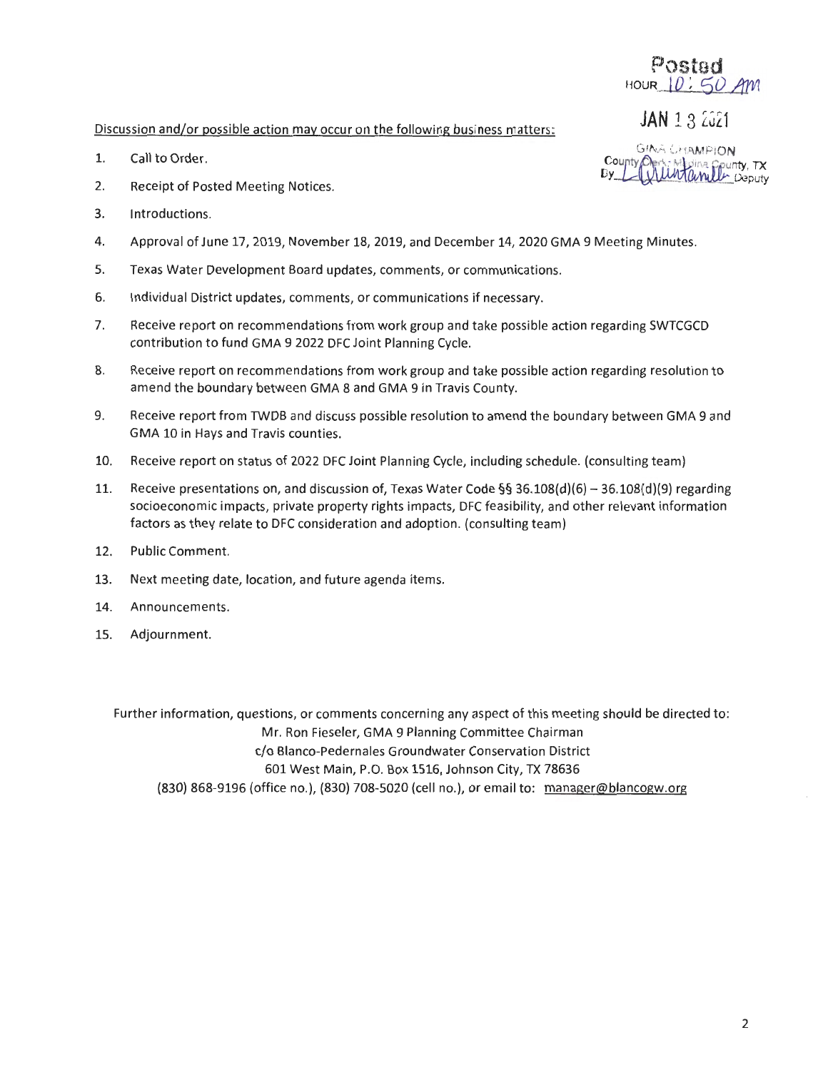Posted
HOUR 10:50 AM

JAN 13 2021

GINA CHAMPION
County Clerk, Medina County, TX
By ___ Deputy

Discussion and/or possible action may occur on the following business matters:

1. Call to Order.
2. Receipt of Posted Meeting Notices.
3. Introductions.
4. Approval of June 17, 2019, November 18, 2019, and December 14, 2020 GMA 9 Meeting Minutes.
5. Texas Water Development Board updates, comments, or communications.
6. Individual District updates, comments, or communications if necessary.
7. Receive report on recommendations from work group and take possible action regarding SWTCGCD contribution to fund GMA 9 2022 DFC Joint Planning Cycle.
8. Receive report on recommendations from work group and take possible action regarding resolution to amend the boundary between GMA 8 and GMA 9 in Travis County.
9. Receive report from TWDB and discuss possible resolution to amend the boundary between GMA 9 and GMA 10 in Hays and Travis counties.
10. Receive report on status of 2022 DFC Joint Planning Cycle, including schedule. (consulting team)
11. Receive presentations on, and discussion of, Texas Water Code §§ 36.108(d)(6) – 36.108(d)(9) regarding socioeconomic impacts, private property rights impacts, DFC feasibility, and other relevant information factors as they relate to DFC consideration and adoption. (consulting team)
12. Public Comment.
13. Next meeting date, location, and future agenda items.
14. Announcements.
15. Adjournment.

Further information, questions, or comments concerning any aspect of this meeting should be directed to:
Mr. Ron Fieseler, GMA 9 Planning Committee Chairman
c/o Blanco-Pedernales Groundwater Conservation District
601 West Main, P.O. Box 1516, Johnson City, TX 78636
(830) 868-9196 (office no.), (830) 708-5020 (cell no.), or email to: manager@blancogw.org